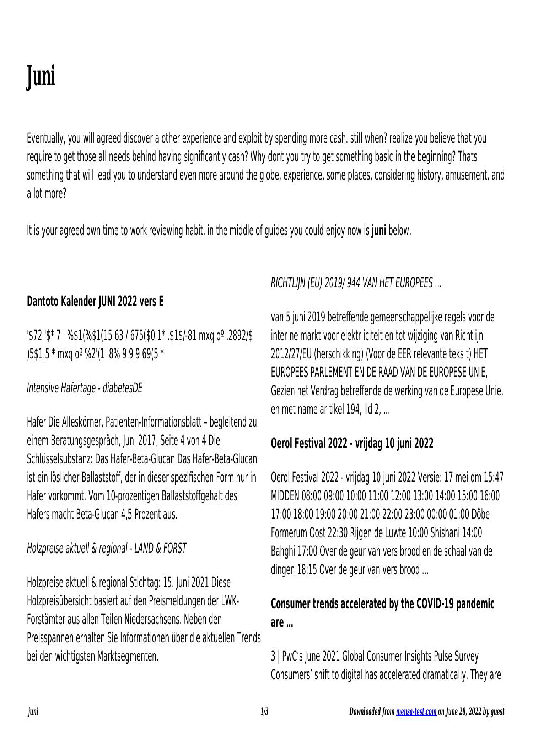# Juni

Eventually, you will agreed discover a other experience and exploit by spending more cash. still when? realize you believe that you require to get those all needs behind having significantly cash? Why dont you try to get something basic in the beginning? Thats something that will lead you to understand even more around the globe, experience, some places, considering history, amusement, and a lot more?

It is your agreed own time to work reviewing habit. in the middle of guides you could enjoy now is **juni** below.

### Dantoto Kalender JUNI 2022 vers E

'$72 '$* 7 ' %$1(%$1(15 63 / 675($0 1* .$1$/-81 mxq oº .2892/$ )5$1.5 * mxq oº %2'(1 '8% 9 9 9 69(5 *

*Intensive Hafertage - diabetesDE*

Hafer Die Alleskörner, Patienten-Informationsblatt – begleitend zu einem Beratungsgespräch, Juni 2017, Seite 4 von 4 Die Schlüsselsubstanz: Das Hafer-Beta-Glucan Das Hafer-Beta-Glucan ist ein löslicher Ballaststoff, der in dieser spezifischen Form nur in Hafer vorkommt. Vom 10-prozentigen Ballaststoffgehalt des Hafers macht Beta-Glucan 4,5 Prozent aus.

*Holzpreise aktuell & regional - LAND & FORST*

Holzpreise aktuell & regional Stichtag: 15. Juni 2021 Diese Holzpreisübersicht basiert auf den Preismeldungen der LWK-Forstämter aus allen Teilen Niedersachsens. Neben den Preisspannen erhalten Sie Informationen über die aktuellen Trends bei den wichtigsten Marktsegmenten.

*RICHTLIJN (EU) 2019/ 944 VAN HET EUROPEES …*

van 5 juni 2019 betreffende gemeenschappelijke regels voor de inter ne markt voor elektr iciteit en tot wijziging van Richtlijn 2012/27/EU (herschikking) (Voor de EER relevante teks t) HET EUROPEES PARLEMENT EN DE RAAD VAN DE EUROPESE UNIE, Gezien het Verdrag betreffende de werking van de Europese Unie, en met name ar tikel 194, lid 2, …

### Oerol Festival 2022 - vrijdag 10 juni 2022

Oerol Festival 2022 - vrijdag 10 juni 2022 Versie: 17 mei om 15:47 MIDDEN 08:00 09:00 10:00 11:00 12:00 13:00 14:00 15:00 16:00 17:00 18:00 19:00 20:00 21:00 22:00 23:00 00:00 01:00 Dôbe Formerum Oost 22:30 Rijgen de Luwte 10:00 Shishani 14:00 Bahghi 17:00 Over de geur van vers brood en de schaal van de dingen 18:15 Over de geur van vers brood ...

### Consumer trends accelerated by the COVID-19 pandemic are …

3 | PwC's June 2021 Global Consumer Insights Pulse Survey Consumers' shift to digital has accelerated dramatically. They are